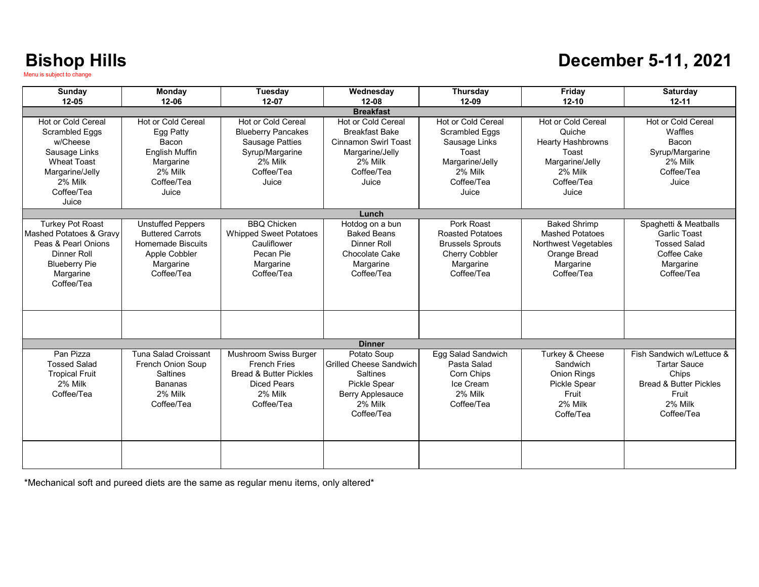# Bishop Hills

Menu is subject to change

## December 5-11, 2021

| Sunday 12-05 | Monday 12-06 | Tuesday 12-07 | Wednesday 12-08 | Thursday 12-09 | Friday 12-10 | Saturday 12-11 |
|---|---|---|---|---|---|---|
| **Breakfast** | | | | | | |
| Hot or Cold Cereal<br>Scrambled Eggs w/Cheese<br>Sausage Links<br>Wheat Toast<br>Margarine/Jelly<br>2% Milk<br>Coffee/Tea<br>Juice | Hot or Cold Cereal<br>Egg Patty<br>Bacon<br>English Muffin<br>Margarine<br>2% Milk<br>Coffee/Tea<br>Juice | Hot or Cold Cereal<br>Blueberry Pancakes<br>Sausage Patties<br>Syrup/Margarine<br>2% Milk<br>Coffee/Tea<br>Juice | Hot or Cold Cereal<br>Breakfast Bake<br>Cinnamon Swirl Toast<br>Margarine/Jelly<br>2% Milk<br>Coffee/Tea<br>Juice | Hot or Cold Cereal<br>Scrambled Eggs<br>Sausage Links<br>Toast<br>Margarine/Jelly<br>2% Milk<br>Coffee/Tea<br>Juice | Hot or Cold Cereal<br>Quiche<br>Hearty Hashbrowns<br>Toast<br>Margarine/Jelly<br>2% Milk<br>Coffee/Tea<br>Juice | Hot or Cold Cereal<br>Waffles<br>Bacon<br>Syrup/Margarine<br>2% Milk<br>Coffee/Tea<br>Juice |
| **Lunch** | | | | | | |
| Turkey Pot Roast<br>Mashed Potatoes & Gravy<br>Peas & Pearl Onions<br>Dinner Roll<br>Blueberry Pie<br>Margarine<br>Coffee/Tea | Unstuffed Peppers<br>Buttered Carrots<br>Homemade Biscuits<br>Apple Cobbler<br>Margarine<br>Coffee/Tea | BBQ Chicken<br>Whipped Sweet Potatoes<br>Cauliflower<br>Pecan Pie<br>Margarine<br>Coffee/Tea | Hotdog on a bun<br>Baked Beans<br>Dinner Roll<br>Chocolate Cake<br>Margarine<br>Coffee/Tea | Pork Roast<br>Roasted Potatoes<br>Brussels Sprouts<br>Cherry Cobbler<br>Margarine<br>Coffee/Tea | Baked Shrimp<br>Mashed Potatoes<br>Northwest Vegetables<br>Orange Bread<br>Margarine<br>Coffee/Tea | Spaghetti & Meatballs<br>Garlic Toast<br>Tossed Salad<br>Coffee Cake<br>Margarine<br>Coffee/Tea |
| | | | | | | |
| **Dinner** | | | | | | |
| Pan Pizza<br>Tossed Salad<br>Tropical Fruit<br>2% Milk<br>Coffee/Tea | Tuna Salad Croissant<br>French Onion Soup<br>Saltines<br>Bananas<br>2% Milk<br>Coffee/Tea | Mushroom Swiss Burger<br>French Fries<br>Bread & Butter Pickles<br>Diced Pears<br>2% Milk<br>Coffee/Tea | Potato Soup<br>Grilled Cheese Sandwich<br>Saltines<br>Pickle Spear<br>Berry Applesauce<br>2% Milk<br>Coffee/Tea | Egg Salad Sandwich<br>Pasta Salad<br>Corn Chips<br>Ice Cream<br>2% Milk<br>Coffee/Tea | Turkey & Cheese Sandwich<br>Onion Rings<br>Pickle Spear<br>Fruit<br>2% Milk<br>Coffe/Tea | Fish Sandwich w/Lettuce & Tartar Sauce<br>Chips<br>Bread & Butter Pickles<br>Fruit<br>2% Milk<br>Coffee/Tea |
| | | | | | | |

*Mechanical soft and pureed diets are the same as regular menu items, only altered*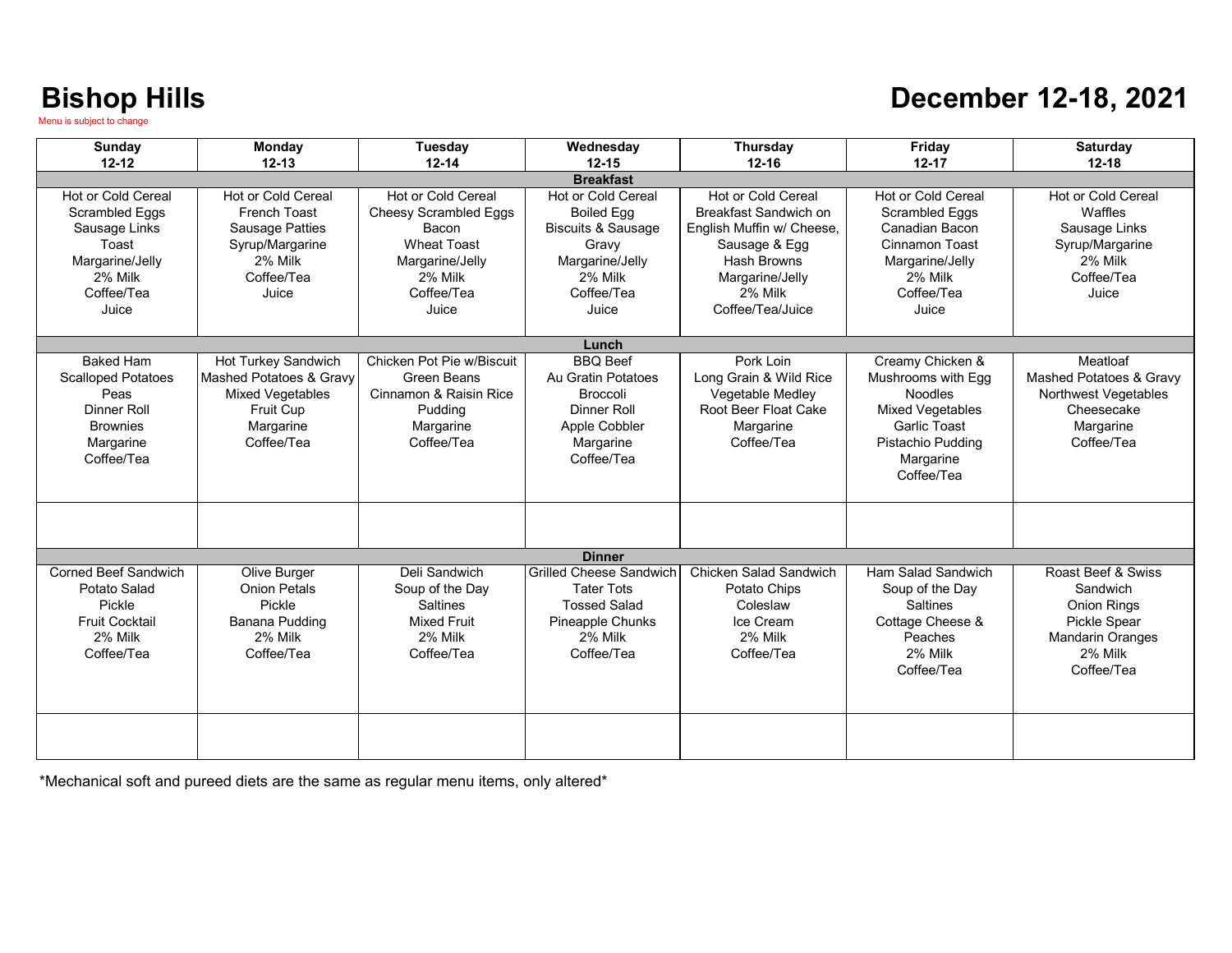# Bishop Hills

Menu is subject to change

# December 12-18, 2021

| Sunday 12-12 | Monday 12-13 | Tuesday 12-14 | Wednesday 12-15 | Thursday 12-16 | Friday 12-17 | Saturday 12-18 |
|---|---|---|---|---|---|---|
| **Breakfast** | | | | | | |
| Hot or Cold Cereal<br>Scrambled Eggs<br>Sausage Links<br>Toast<br>Margarine/Jelly<br>2% Milk<br>Coffee/Tea<br>Juice | Hot or Cold Cereal<br>French Toast<br>Sausage Patties<br>Syrup/Margarine<br>2% Milk<br>Coffee/Tea<br>Juice | Hot or Cold Cereal<br>Cheesy Scrambled Eggs<br>Bacon<br>Wheat Toast<br>Margarine/Jelly<br>2% Milk<br>Coffee/Tea<br>Juice | Hot or Cold Cereal<br>Boiled Egg<br>Biscuits & Sausage<br>Gravy<br>Margarine/Jelly<br>2% Milk<br>Coffee/Tea<br>Juice | Hot or Cold Cereal<br>Breakfast Sandwich on English Muffin w/ Cheese, Sausage & Egg<br>Hash Browns<br>Margarine/Jelly<br>2% Milk<br>Coffee/Tea/Juice | Hot or Cold Cereal<br>Scrambled Eggs<br>Canadian Bacon<br>Cinnamon Toast<br>Margarine/Jelly<br>2% Milk<br>Coffee/Tea<br>Juice | Hot or Cold Cereal<br>Waffles<br>Sausage Links<br>Syrup/Margarine<br>2% Milk<br>Coffee/Tea<br>Juice |
| **Lunch** | | | | | | |
| Baked Ham<br>Scalloped Potatoes<br>Peas<br>Dinner Roll<br>Brownies<br>Margarine<br>Coffee/Tea | Hot Turkey Sandwich<br>Mashed Potatoes & Gravy<br>Mixed Vegetables<br>Fruit Cup<br>Margarine<br>Coffee/Tea | Chicken Pot Pie w/Biscuit<br>Green Beans<br>Cinnamon & Raisin Rice<br>Pudding<br>Margarine<br>Coffee/Tea | BBQ Beef<br>Au Gratin Potatoes<br>Broccoli<br>Dinner Roll<br>Apple Cobbler<br>Margarine<br>Coffee/Tea | Pork Loin<br>Long Grain & Wild Rice<br>Vegetable Medley<br>Root Beer Float Cake<br>Margarine<br>Coffee/Tea | Creamy Chicken & Mushrooms with Egg Noodles<br>Mixed Vegetables<br>Garlic Toast<br>Pistachio Pudding<br>Margarine<br>Coffee/Tea | Meatloaf<br>Mashed Potatoes & Gravy<br>Northwest Vegetables<br>Cheesecake<br>Margarine<br>Coffee/Tea |
| | | | | | | |
| **Dinner** | | | | | | |
| Corned Beef Sandwich<br>Potato Salad<br>Pickle<br>Fruit Cocktail<br>2% Milk<br>Coffee/Tea | Olive Burger<br>Onion Petals<br>Pickle<br>Banana Pudding<br>2% Milk<br>Coffee/Tea | Deli Sandwich<br>Soup of the Day<br>Saltines<br>Mixed Fruit<br>2% Milk<br>Coffee/Tea | Grilled Cheese Sandwich<br>Tater Tots<br>Tossed Salad<br>Pineapple Chunks<br>2% Milk<br>Coffee/Tea | Chicken Salad Sandwich<br>Potato Chips<br>Coleslaw<br>Ice Cream<br>2% Milk<br>Coffee/Tea | Ham Salad Sandwich<br>Soup of the Day<br>Saltines<br>Cottage Cheese & Peaches<br>2% Milk<br>Coffee/Tea | Roast Beef & Swiss Sandwich<br>Onion Rings<br>Pickle Spear<br>Mandarin Oranges<br>2% Milk<br>Coffee/Tea |
| | | | | | | |

*Mechanical soft and pureed diets are the same as regular menu items, only altered*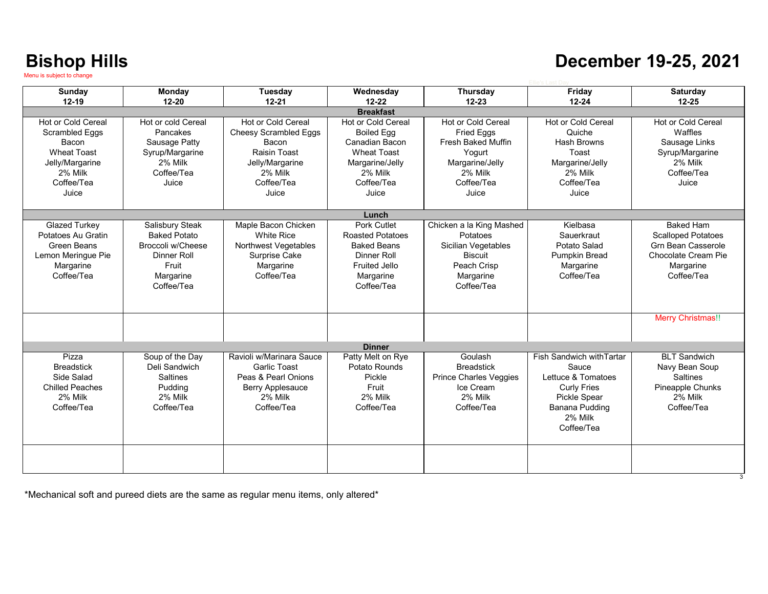# Bishop Hills

Menu is subject to change

# December 19-25, 2021

Ellie's Last Day

| Sunday 12-19 | Monday 12-20 | Tuesday 12-21 | Wednesday 12-22 | Thursday 12-23 | Friday 12-24 | Saturday 12-25 |
|---|---|---|---|---|---|---|
| **Breakfast** | | | | | | |
| Hot or Cold Cereal<br>Scrambled Eggs<br>Bacon<br>Wheat Toast<br>Jelly/Margarine<br>2% Milk<br>Coffee/Tea<br>Juice | Hot or cold Cereal<br>Pancakes<br>Sausage Patty<br>Syrup/Margarine<br>2% Milk<br>Coffee/Tea<br>Juice | Hot or Cold Cereal<br>Cheesy Scrambled Eggs<br>Bacon<br>Raisin Toast<br>Jelly/Margarine<br>2% Milk<br>Coffee/Tea<br>Juice | Hot or Cold Cereal<br>Boiled Egg<br>Canadian Bacon<br>Wheat Toast<br>Margarine/Jelly<br>2% Milk<br>Coffee/Tea<br>Juice | Hot or Cold Cereal<br>Fried Eggs<br>Fresh Baked Muffin<br>Yogurt<br>Margarine/Jelly<br>2% Milk<br>Coffee/Tea<br>Juice | Hot or Cold Cereal<br>Quiche<br>Hash Browns<br>Toast<br>Margarine/Jelly<br>2% Milk<br>Coffee/Tea<br>Juice | Hot or Cold Cereal<br>Waffles<br>Sausage Links<br>Syrup/Margarine<br>2% Milk<br>Coffee/Tea<br>Juice |
| **Lunch** | | | | | | |
| Glazed Turkey<br>Potatoes Au Gratin<br>Green Beans<br>Lemon Meringue Pie<br>Margarine<br>Coffee/Tea | Salisbury Steak<br>Baked Potato<br>Broccoli w/Cheese<br>Dinner Roll<br>Fruit<br>Margarine<br>Coffee/Tea | Maple Bacon Chicken<br>White Rice<br>Northwest Vegetables<br>Surprise Cake<br>Margarine<br>Coffee/Tea | Pork Cutlet<br>Roasted Potatoes<br>Baked Beans<br>Dinner Roll<br>Fruited Jello<br>Margarine<br>Coffee/Tea | Chicken a la King Mashed Potatoes<br>Sicilian Vegetables<br>Biscuit<br>Peach Crisp<br>Margarine<br>Coffee/Tea | Kielbasa<br>Sauerkraut<br>Potato Salad<br>Pumpkin Bread<br>Margarine<br>Coffee/Tea | Baked Ham<br>Scalloped Potatoes<br>Grn Bean Casserole<br>Chocolate Cream Pie<br>Margarine<br>Coffee/Tea |
| | | | | | | Merry Christmas!! |
| **Dinner** | | | | | | |
| Pizza<br>Breadstick<br>Side Salad<br>Chilled Peaches<br>2% Milk<br>Coffee/Tea | Soup of the Day<br>Deli Sandwich<br>Saltines<br>Pudding<br>2% Milk<br>Coffee/Tea | Ravioli w/Marinara Sauce<br>Garlic Toast<br>Peas & Pearl Onions<br>Berry Applesauce<br>2% Milk<br>Coffee/Tea | Patty Melt on Rye<br>Potato Rounds<br>Pickle<br>Fruit<br>2% Milk<br>Coffee/Tea | Goulash<br>Breadstick<br>Prince Charles Veggies<br>Ice Cream<br>2% Milk<br>Coffee/Tea | Fish Sandwich withTartar Sauce<br>Lettuce & Tomatoes<br>Curly Fries<br>Pickle Spear<br>Banana Pudding<br>2% Milk<br>Coffee/Tea | BLT Sandwich<br>Navy Bean Soup<br>Saltines<br>Pineapple Chunks<br>2% Milk<br>Coffee/Tea |

*Mechanical soft and pureed diets are the same as regular menu items, only altered*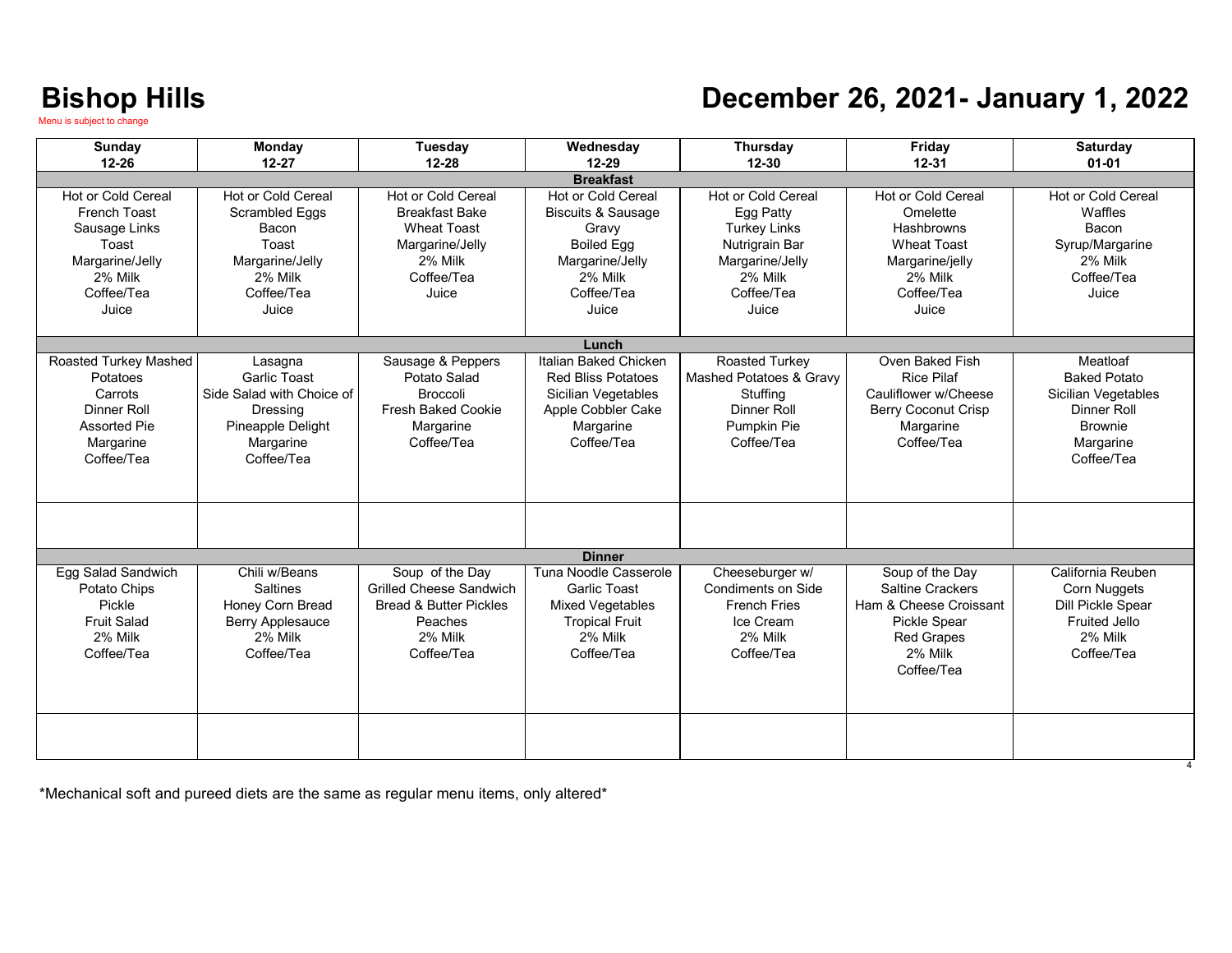# Bishop Hills

Menu is subject to change

# December 26, 2021- January 1, 2022

| Sunday 12-26 | Monday 12-27 | Tuesday 12-28 | Wednesday 12-29 | Thursday 12-30 | Friday 12-31 | Saturday 01-01 |
|---|---|---|---|---|---|---|
| **Breakfast** | | | | | | |
| Hot or Cold Cereal<br>French Toast<br>Sausage Links<br>Toast<br>Margarine/Jelly<br>2% Milk<br>Coffee/Tea<br>Juice | Hot or Cold Cereal<br>Scrambled Eggs<br>Bacon<br>Toast<br>Margarine/Jelly<br>2% Milk<br>Coffee/Tea<br>Juice | Hot or Cold Cereal<br>Breakfast Bake<br>Wheat Toast<br>Margarine/Jelly<br>2% Milk<br>Coffee/Tea<br>Juice | Hot or Cold Cereal<br>Biscuits & Sausage<br>Gravy<br>Boiled Egg<br>Margarine/Jelly<br>2% Milk<br>Coffee/Tea<br>Juice | Hot or Cold Cereal<br>Egg Patty<br>Turkey Links<br>Nutrigrain Bar<br>Margarine/Jelly<br>2% Milk<br>Coffee/Tea<br>Juice | Hot or Cold Cereal<br>Omelette<br>Hashbrowns<br>Wheat Toast<br>Margarine/jelly<br>2% Milk<br>Coffee/Tea<br>Juice | Hot or Cold Cereal<br>Waffles<br>Bacon<br>Syrup/Margarine<br>2% Milk<br>Coffee/Tea<br>Juice |
| **Lunch** | | | | | | |
| Roasted Turkey Mashed Potatoes<br>Carrots<br>Dinner Roll<br>Assorted Pie<br>Margarine<br>Coffee/Tea | Lasagna<br>Garlic Toast<br>Side Salad with Choice of Dressing<br>Pineapple Delight<br>Margarine<br>Coffee/Tea | Sausage & Peppers<br>Potato Salad<br>Broccoli<br>Fresh Baked Cookie<br>Margarine<br>Coffee/Tea | Italian Baked Chicken<br>Red Bliss Potatoes<br>Sicilian Vegetables<br>Apple Cobbler Cake<br>Margarine<br>Coffee/Tea | Roasted Turkey<br>Mashed Potatoes & Gravy<br>Stuffing<br>Dinner Roll<br>Pumpkin Pie<br>Coffee/Tea | Oven Baked Fish<br>Rice Pilaf<br>Cauliflower w/Cheese<br>Berry Coconut Crisp<br>Margarine<br>Coffee/Tea | Meatloaf<br>Baked Potato<br>Sicilian Vegetables<br>Dinner Roll<br>Brownie<br>Margarine<br>Coffee/Tea |
| | | | | | | |
| **Dinner** | | | | | | |
| Egg Salad Sandwich<br>Potato Chips<br>Pickle<br>Fruit Salad<br>2% Milk<br>Coffee/Tea | Chili w/Beans<br>Saltines<br>Honey Corn Bread<br>Berry Applesauce<br>2% Milk<br>Coffee/Tea | Soup of the Day<br>Grilled Cheese Sandwich<br>Bread & Butter Pickles<br>Peaches<br>2% Milk<br>Coffee/Tea | Tuna Noodle Casserole<br>Garlic Toast<br>Mixed Vegetables<br>Tropical Fruit<br>2% Milk<br>Coffee/Tea | Cheeseburger w/ Condiments on Side<br>French Fries<br>Ice Cream<br>2% Milk<br>Coffee/Tea | Soup of the Day<br>Saltine Crackers<br>Ham & Cheese Croissant<br>Pickle Spear<br>Red Grapes<br>2% Milk<br>Coffee/Tea | California Reuben<br>Corn Nuggets<br>Dill Pickle Spear<br>Fruited Jello<br>2% Milk<br>Coffee/Tea |
| | | | | | | |

*Mechanical soft and pureed diets are the same as regular menu items, only altered*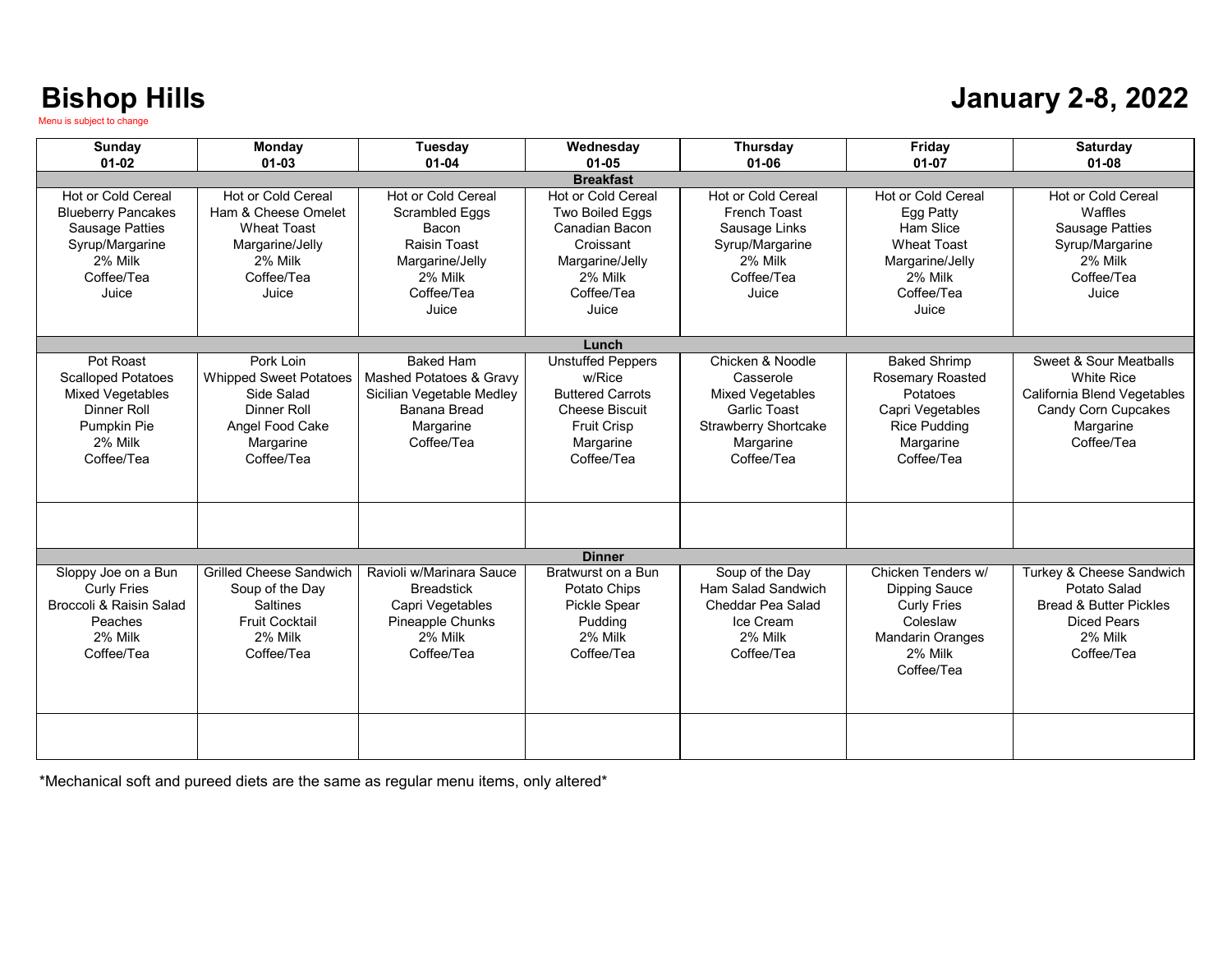# Bishop Hills

Menu is subject to change

## January 2-8, 2022

| Sunday 01-02 | Monday 01-03 | Tuesday 01-04 | Wednesday 01-05 | Thursday 01-06 | Friday 01-07 | Saturday 01-08 |
|---|---|---|---|---|---|---|
| **Breakfast** | | | | | | |
| Hot or Cold Cereal<br>Blueberry Pancakes<br>Sausage Patties<br>Syrup/Margarine<br>2% Milk<br>Coffee/Tea<br>Juice | Hot or Cold Cereal<br>Ham & Cheese Omelet<br>Wheat Toast<br>Margarine/Jelly<br>2% Milk<br>Coffee/Tea<br>Juice | Hot or Cold Cereal<br>Scrambled Eggs<br>Bacon<br>Raisin Toast<br>Margarine/Jelly<br>2% Milk<br>Coffee/Tea<br>Juice | Hot or Cold Cereal<br>Two Boiled Eggs<br>Canadian Bacon<br>Croissant<br>Margarine/Jelly<br>2% Milk<br>Coffee/Tea<br>Juice | Hot or Cold Cereal<br>French Toast<br>Sausage Links<br>Syrup/Margarine<br>2% Milk<br>Coffee/Tea<br>Juice | Hot or Cold Cereal<br>Egg Patty<br>Ham Slice<br>Wheat Toast<br>Margarine/Jelly<br>2% Milk<br>Coffee/Tea<br>Juice | Hot or Cold Cereal<br>Waffles<br>Sausage Patties<br>Syrup/Margarine<br>2% Milk<br>Coffee/Tea<br>Juice |
| **Lunch** | | | | | | |
| Pot Roast<br>Scalloped Potatoes<br>Mixed Vegetables<br>Dinner Roll<br>Pumpkin Pie<br>2% Milk<br>Coffee/Tea | Pork Loin<br>Whipped Sweet Potatoes<br>Side Salad<br>Dinner Roll<br>Angel Food Cake<br>Margarine<br>Coffee/Tea | Baked Ham<br>Mashed Potatoes & Gravy<br>Sicilian Vegetable Medley<br>Banana Bread<br>Margarine<br>Coffee/Tea | Unstuffed Peppers w/Rice<br>Buttered Carrots<br>Cheese Biscuit<br>Fruit Crisp<br>Margarine<br>Coffee/Tea | Chicken & Noodle Casserole<br>Mixed Vegetables<br>Garlic Toast<br>Strawberry Shortcake<br>Margarine<br>Coffee/Tea | Baked Shrimp<br>Rosemary Roasted Potatoes<br>Capri Vegetables<br>Rice Pudding<br>Margarine<br>Coffee/Tea | Sweet & Sour Meatballs<br>White Rice<br>California Blend Vegetables<br>Candy Corn Cupcakes<br>Margarine<br>Coffee/Tea |
| | | | | | | |
| **Dinner** | | | | | | |
| Sloppy Joe on a Bun<br>Curly Fries<br>Broccoli & Raisin Salad<br>Peaches<br>2% Milk<br>Coffee/Tea | Grilled Cheese Sandwich<br>Soup of the Day<br>Saltines<br>Fruit Cocktail<br>2% Milk<br>Coffee/Tea | Ravioli w/Marinara Sauce<br>Breadstick<br>Capri Vegetables<br>Pineapple Chunks<br>2% Milk<br>Coffee/Tea | Bratwurst on a Bun<br>Potato Chips<br>Pickle Spear<br>Pudding<br>2% Milk<br>Coffee/Tea | Soup of the Day<br>Ham Salad Sandwich<br>Cheddar Pea Salad<br>Ice Cream<br>2% Milk<br>Coffee/Tea | Chicken Tenders w/ Dipping Sauce<br>Curly Fries<br>Coleslaw<br>Mandarin Oranges<br>2% Milk<br>Coffee/Tea | Turkey & Cheese Sandwich<br>Potato Salad<br>Bread & Butter Pickles<br>Diced Pears<br>2% Milk<br>Coffee/Tea |
| | | | | | | |

*Mechanical soft and pureed diets are the same as regular menu items, only altered*